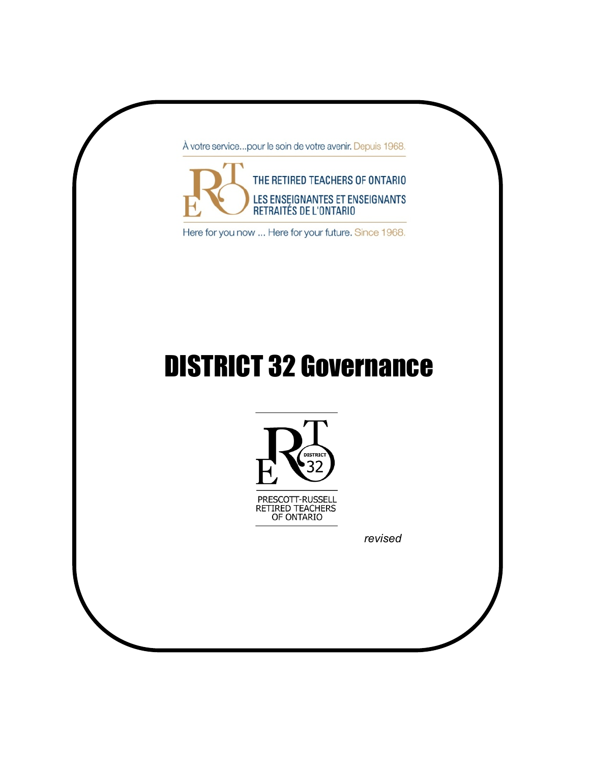À votre service...pour le soin de votre avenir. Depuis 1968.

THE RETIRED TEACHERS OF ONTARIO

LES ENSEIGNANTES ET ENSEIGNANTS RETRAITÉS DE L'ONTARIO

Here for you now ... Here for your future. Since 1968.

# DISTRICT 32 Governance

DISTRICT 32

PRESCOTT-RUSSELL RETIRED TEACHERS OF ONTARIO

*revised*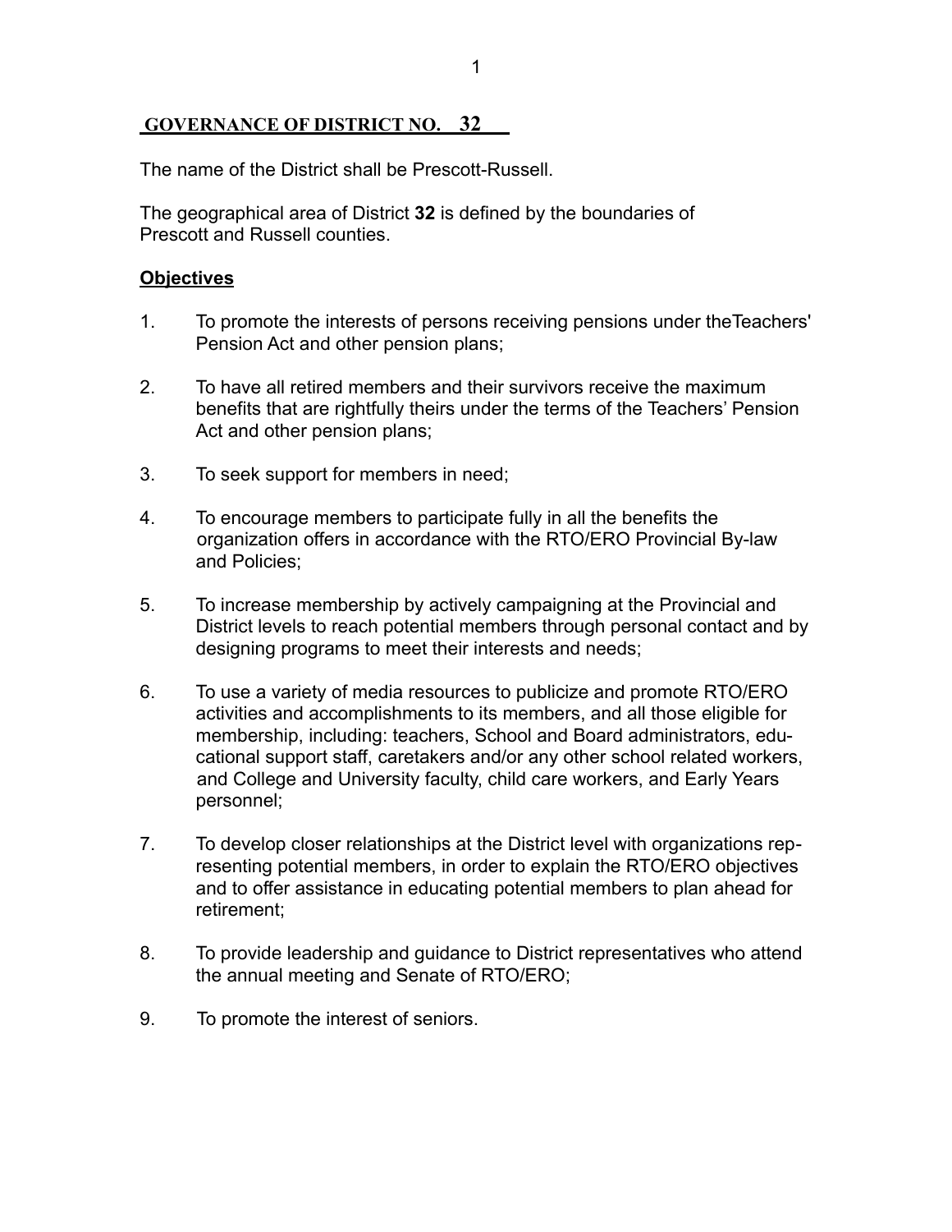## GOVERNANCE OF DISTRICT NO. 32

The name of the District shall be Prescott-Russell.

The geographical area of District **32** is defined by the boundaries of Prescott and Russell counties.

### Objectives

1. To promote the interests of persons receiving pensions under theTeachers' Pension Act and other pension plans;

2. To have all retired members and their survivors receive the maximum benefits that are rightfully theirs under the terms of the Teachers' Pension Act and other pension plans;

3. To seek support for members in need;

4. To encourage members to participate fully in all the benefits the organization offers in accordance with the RTO/ERO Provincial By-law and Policies;

5. To increase membership by actively campaigning at the Provincial and District levels to reach potential members through personal contact and by designing programs to meet their interests and needs;

6. To use a variety of media resources to publicize and promote RTO/ERO activities and accomplishments to its members, and all those eligible for membership, including: teachers, School and Board administrators, educational support staff, caretakers and/or any other school related workers, and College and University faculty, child care workers, and Early Years personnel;

7. To develop closer relationships at the District level with organizations representing potential members, in order to explain the RTO/ERO objectives and to offer assistance in educating potential members to plan ahead for retirement;

8. To provide leadership and guidance to District representatives who attend the annual meeting and Senate of RTO/ERO;

9. To promote the interest of seniors.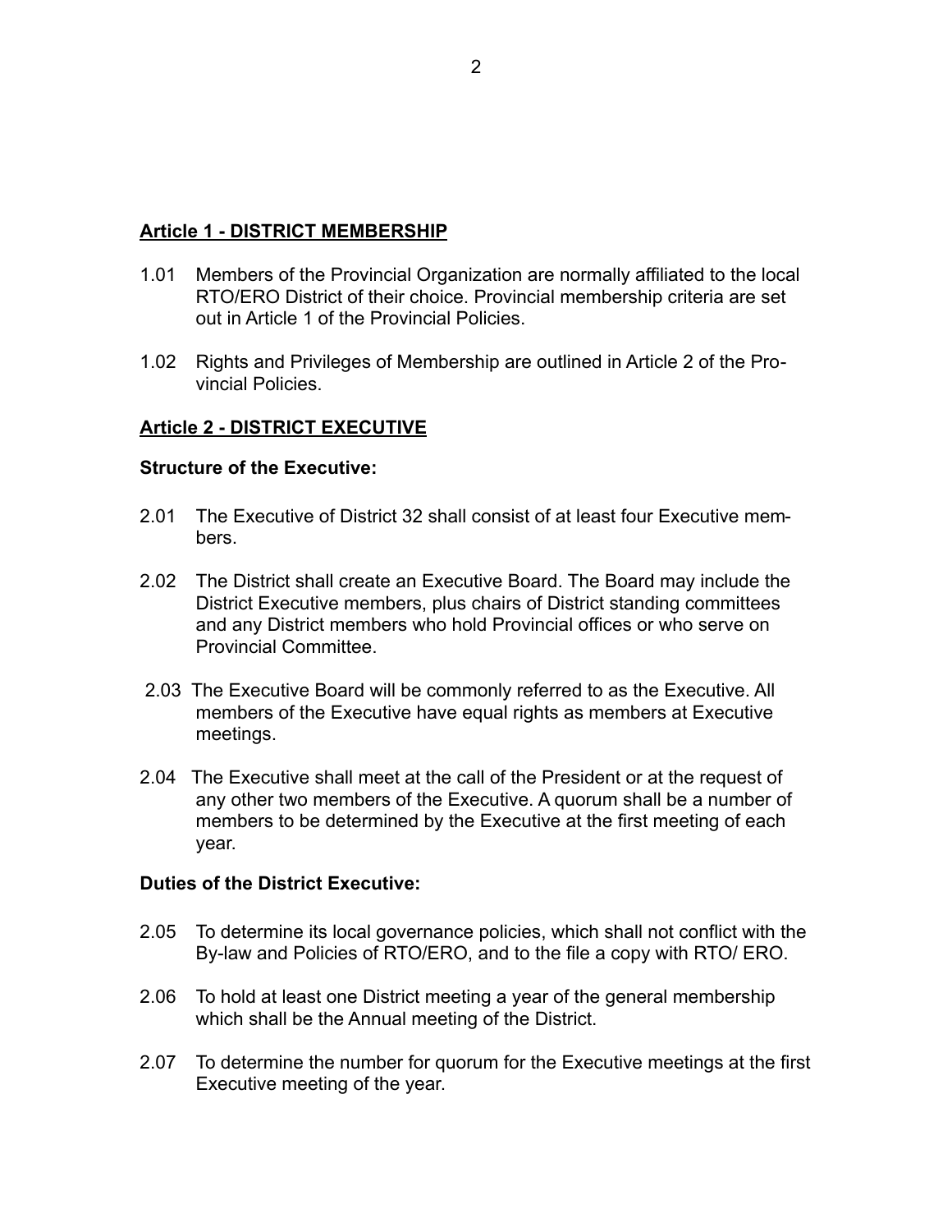## Article 1 - DISTRICT MEMBERSHIP

1.01 Members of the Provincial Organization are normally affiliated to the local RTO/ERO District of their choice. Provincial membership criteria are set out in Article 1 of the Provincial Policies.

1.02 Rights and Privileges of Membership are outlined in Article 2 of the Provincial Policies.

## Article 2 - DISTRICT EXECUTIVE

### Structure of the Executive:

2.01 The Executive of District 32 shall consist of at least four Executive members.

2.02 The District shall create an Executive Board. The Board may include the District Executive members, plus chairs of District standing committees and any District members who hold Provincial offices or who serve on Provincial Committee.

2.03 The Executive Board will be commonly referred to as the Executive. All members of the Executive have equal rights as members at Executive meetings.

2.04 The Executive shall meet at the call of the President or at the request of any other two members of the Executive. A quorum shall be a number of members to be determined by the Executive at the first meeting of each year.

### Duties of the District Executive:

2.05 To determine its local governance policies, which shall not conflict with the By-law and Policies of RTO/ERO, and to the file a copy with RTO/ ERO.

2.06 To hold at least one District meeting a year of the general membership which shall be the Annual meeting of the District.

2.07 To determine the number for quorum for the Executive meetings at the first Executive meeting of the year.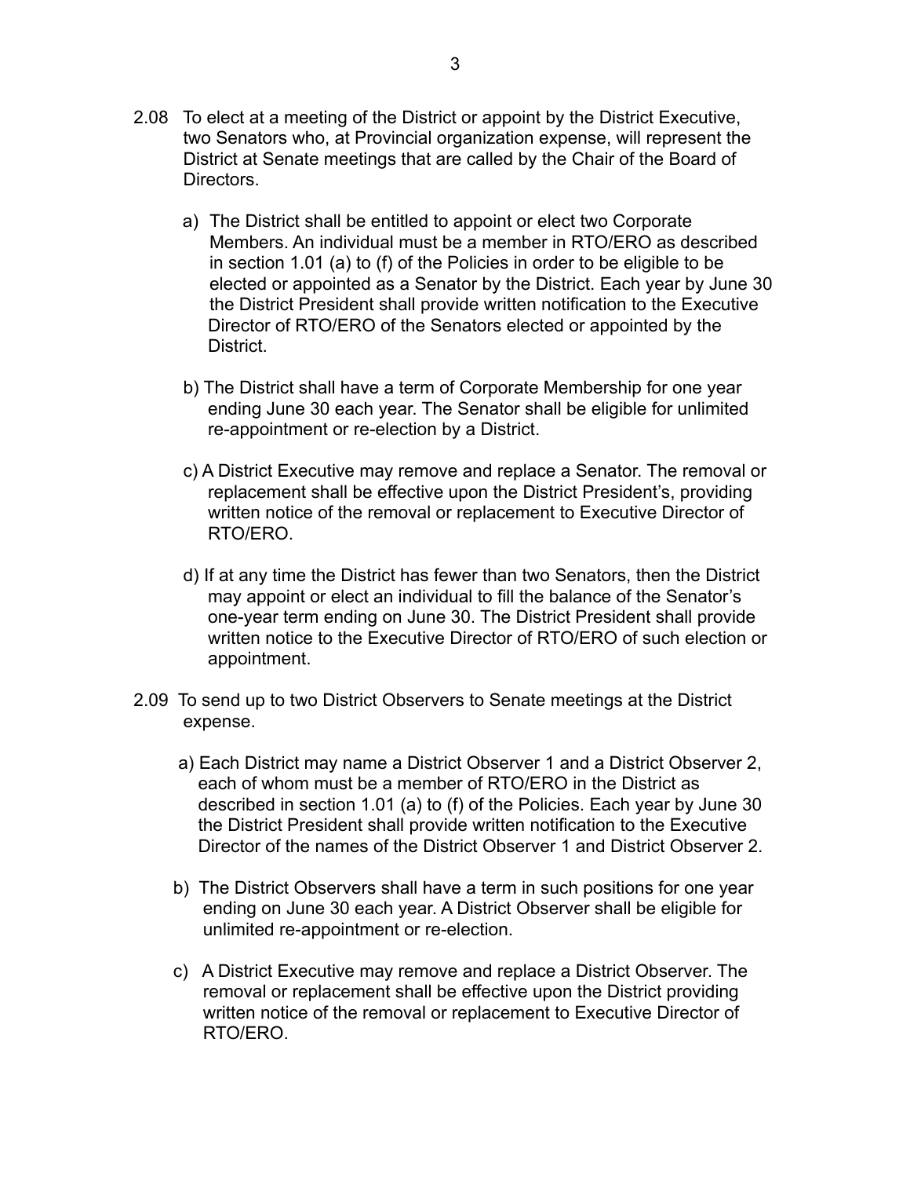2.08 To elect at a meeting of the District or appoint by the District Executive, two Senators who, at Provincial organization expense, will represent the District at Senate meetings that are called by the Chair of the Board of Directors.

a) The District shall be entitled to appoint or elect two Corporate Members. An individual must be a member in RTO/ERO as described in section 1.01 (a) to (f) of the Policies in order to be eligible to be elected or appointed as a Senator by the District. Each year by June 30 the District President shall provide written notification to the Executive Director of RTO/ERO of the Senators elected or appointed by the District.

b) The District shall have a term of Corporate Membership for one year ending June 30 each year. The Senator shall be eligible for unlimited re-appointment or re-election by a District.

c) A District Executive may remove and replace a Senator. The removal or replacement shall be effective upon the District President's, providing written notice of the removal or replacement to Executive Director of RTO/ERO.

d) If at any time the District has fewer than two Senators, then the District may appoint or elect an individual to fill the balance of the Senator's one-year term ending on June 30. The District President shall provide written notice to the Executive Director of RTO/ERO of such election or appointment.

2.09 To send up to two District Observers to Senate meetings at the District expense.

a) Each District may name a District Observer 1 and a District Observer 2, each of whom must be a member of RTO/ERO in the District as described in section 1.01 (a) to (f) of the Policies. Each year by June 30 the District President shall provide written notification to the Executive Director of the names of the District Observer 1 and District Observer 2.

b) The District Observers shall have a term in such positions for one year ending on June 30 each year. A District Observer shall be eligible for unlimited re-appointment or re-election.

c) A District Executive may remove and replace a District Observer. The removal or replacement shall be effective upon the District providing written notice of the removal or replacement to Executive Director of RTO/ERO.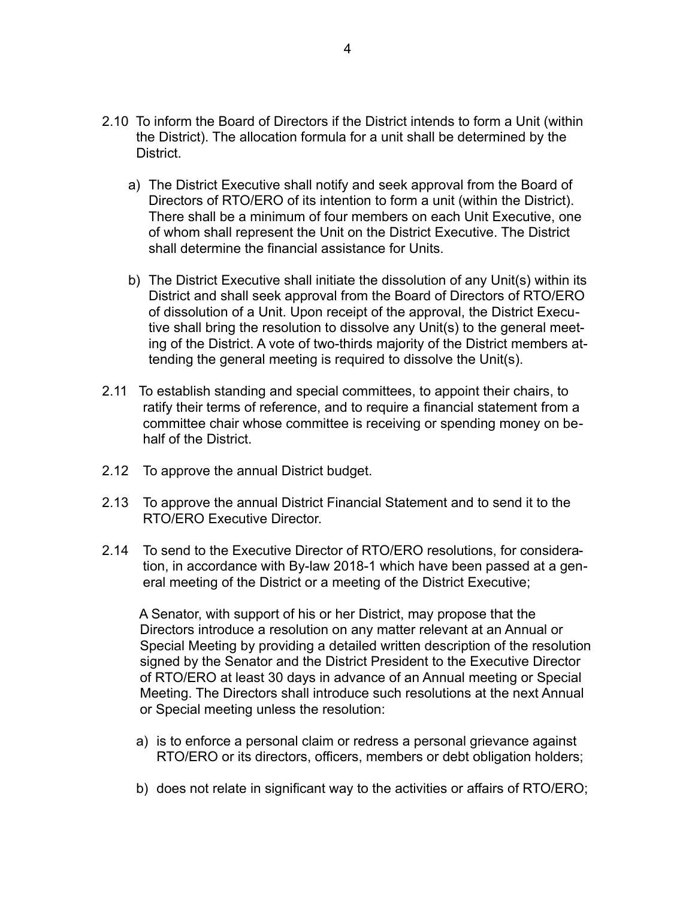2.10 To inform the Board of Directors if the District intends to form a Unit (within the District). The allocation formula for a unit shall be determined by the District.

   a) The District Executive shall notify and seek approval from the Board of Directors of RTO/ERO of its intention to form a unit (within the District). There shall be a minimum of four members on each Unit Executive, one of whom shall represent the Unit on the District Executive. The District shall determine the financial assistance for Units.

   b) The District Executive shall initiate the dissolution of any Unit(s) within its District and shall seek approval from the Board of Directors of RTO/ERO of dissolution of a Unit. Upon receipt of the approval, the District Executive shall bring the resolution to dissolve any Unit(s) to the general meeting of the District. A vote of two-thirds majority of the District members attending the general meeting is required to dissolve the Unit(s).

2.11 To establish standing and special committees, to appoint their chairs, to ratify their terms of reference, and to require a financial statement from a committee chair whose committee is receiving or spending money on behalf of the District.

2.12 To approve the annual District budget.

2.13 To approve the annual District Financial Statement and to send it to the RTO/ERO Executive Director.

2.14 To send to the Executive Director of RTO/ERO resolutions, for consideration, in accordance with By-law 2018-1 which have been passed at a general meeting of the District or a meeting of the District Executive;

   A Senator, with support of his or her District, may propose that the Directors introduce a resolution on any matter relevant at an Annual or Special Meeting by providing a detailed written description of the resolution signed by the Senator and the District President to the Executive Director of RTO/ERO at least 30 days in advance of an Annual meeting or Special Meeting. The Directors shall introduce such resolutions at the next Annual or Special meeting unless the resolution:

   a) is to enforce a personal claim or redress a personal grievance against RTO/ERO or its directors, officers, members or debt obligation holders;

   b) does not relate in significant way to the activities or affairs of RTO/ERO;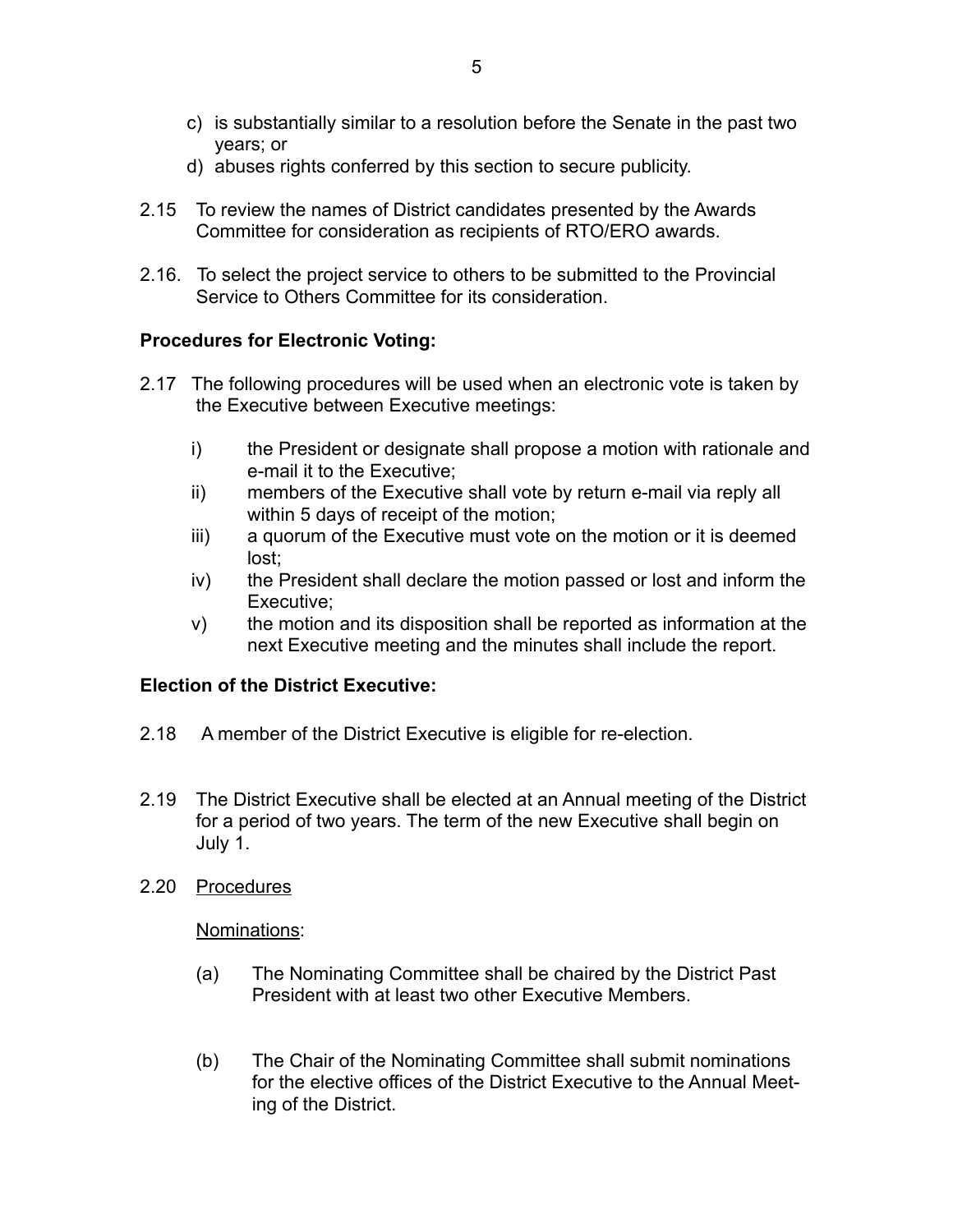c) is substantially similar to a resolution before the Senate in the past two years; or
d) abuses rights conferred by this section to secure publicity.

2.15 To review the names of District candidates presented by the Awards Committee for consideration as recipients of RTO/ERO awards.

2.16. To select the project service to others to be submitted to the Provincial Service to Others Committee for its consideration.

**Procedures for Electronic Voting:**

2.17 The following procedures will be used when an electronic vote is taken by the Executive between Executive meetings:

i) the President or designate shall propose a motion with rationale and e-mail it to the Executive;
ii) members of the Executive shall vote by return e-mail via reply all within 5 days of receipt of the motion;
iii) a quorum of the Executive must vote on the motion or it is deemed lost;
iv) the President shall declare the motion passed or lost and inform the Executive;
v) the motion and its disposition shall be reported as information at the next Executive meeting and the minutes shall include the report.

**Election of the District Executive:**

2.18 A member of the District Executive is eligible for re-election.

2.19 The District Executive shall be elected at an Annual meeting of the District for a period of two years. The term of the new Executive shall begin on July 1.

2.20 <u>Procedures</u>

<u>Nominations</u>:

(a) The Nominating Committee shall be chaired by the District Past President with at least two other Executive Members.

(b) The Chair of the Nominating Committee shall submit nominations for the elective offices of the District Executive to the Annual Meeting of the District.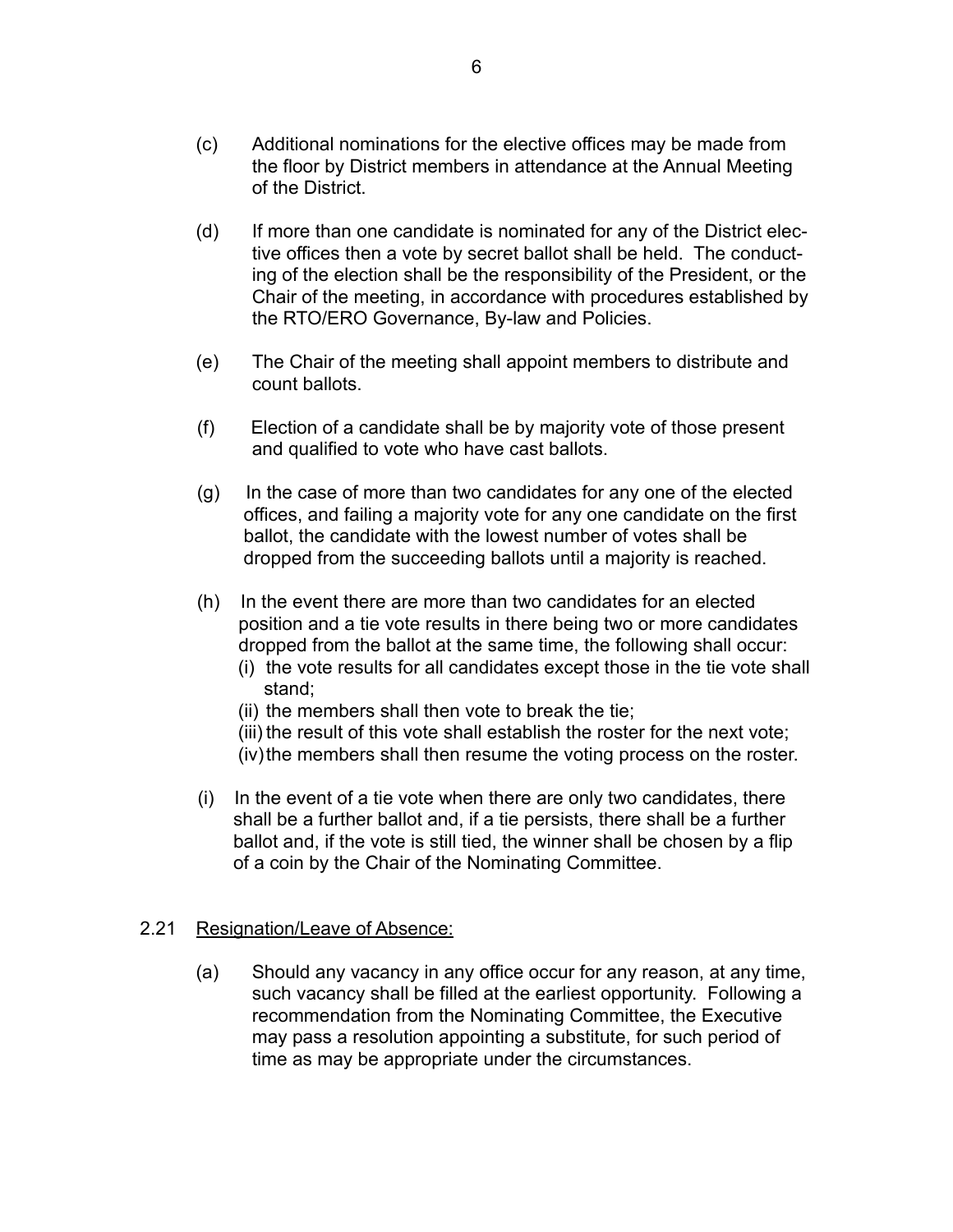(c) Additional nominations for the elective offices may be made from the floor by District members in attendance at the Annual Meeting of the District.

(d) If more than one candidate is nominated for any of the District elective offices then a vote by secret ballot shall be held. The conducting of the election shall be the responsibility of the President, or the Chair of the meeting, in accordance with procedures established by the RTO/ERO Governance, By-law and Policies.

(e) The Chair of the meeting shall appoint members to distribute and count ballots.

(f) Election of a candidate shall be by majority vote of those present and qualified to vote who have cast ballots.

(g) In the case of more than two candidates for any one of the elected offices, and failing a majority vote for any one candidate on the first ballot, the candidate with the lowest number of votes shall be dropped from the succeeding ballots until a majority is reached.

(h) In the event there are more than two candidates for an elected position and a tie vote results in there being two or more candidates dropped from the ballot at the same time, the following shall occur:
   - (i) the vote results for all candidates except those in the tie vote shall stand;
   - (ii) the members shall then vote to break the tie;
   - (iii) the result of this vote shall establish the roster for the next vote;
   - (iv) the members shall then resume the voting process on the roster.

(i) In the event of a tie vote when there are only two candidates, there shall be a further ballot and, if a tie persists, there shall be a further ballot and, if the vote is still tied, the winner shall be chosen by a flip of a coin by the Chair of the Nominating Committee.

2.21 <u>Resignation/Leave of Absence:</u>

(a) Should any vacancy in any office occur for any reason, at any time, such vacancy shall be filled at the earliest opportunity. Following a recommendation from the Nominating Committee, the Executive may pass a resolution appointing a substitute, for such period of time as may be appropriate under the circumstances.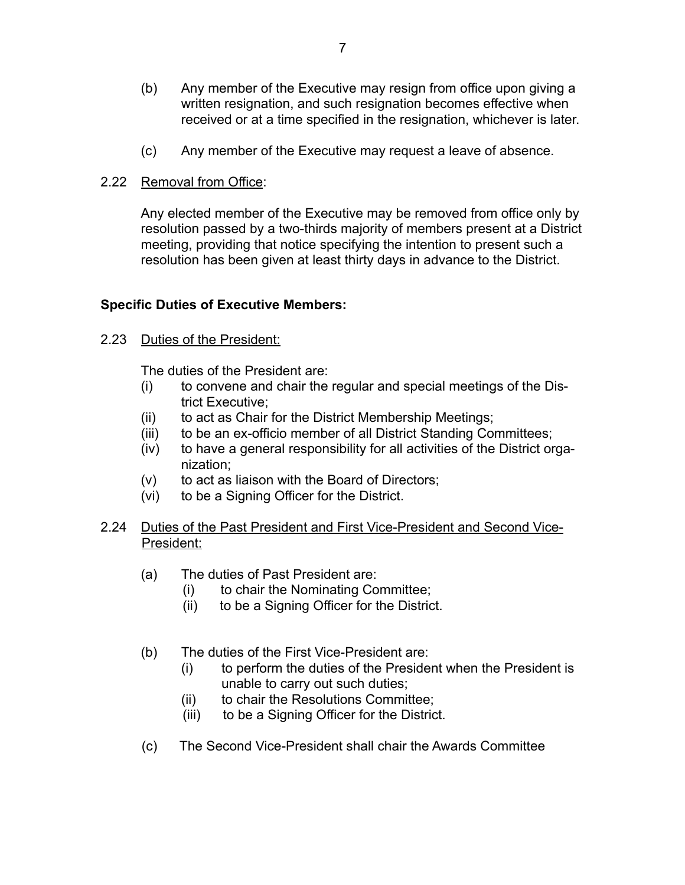(b) Any member of the Executive may resign from office upon giving a written resignation, and such resignation becomes effective when received or at a time specified in the resignation, whichever is later.

(c) Any member of the Executive may request a leave of absence.

2.22 Removal from Office:

Any elected member of the Executive may be removed from office only by resolution passed by a two-thirds majority of members present at a District meeting, providing that notice specifying the intention to present such a resolution has been given at least thirty days in advance to the District.

**Specific Duties of Executive Members:**

2.23 Duties of the President:

The duties of the President are:

(i) to convene and chair the regular and special meetings of the District Executive;
(ii) to act as Chair for the District Membership Meetings;
(iii) to be an ex-officio member of all District Standing Committees;
(iv) to have a general responsibility for all activities of the District organization;
(v) to act as liaison with the Board of Directors;
(vi) to be a Signing Officer for the District.

2.24 Duties of the Past President and First Vice-President and Second Vice-President:

(a) The duties of Past President are:
   (i) to chair the Nominating Committee;
   (ii) to be a Signing Officer for the District.

(b) The duties of the First Vice-President are:
   (i) to perform the duties of the President when the President is unable to carry out such duties;
   (ii) to chair the Resolutions Committee;
   (iii) to be a Signing Officer for the District.

(c) The Second Vice-President shall chair the Awards Committee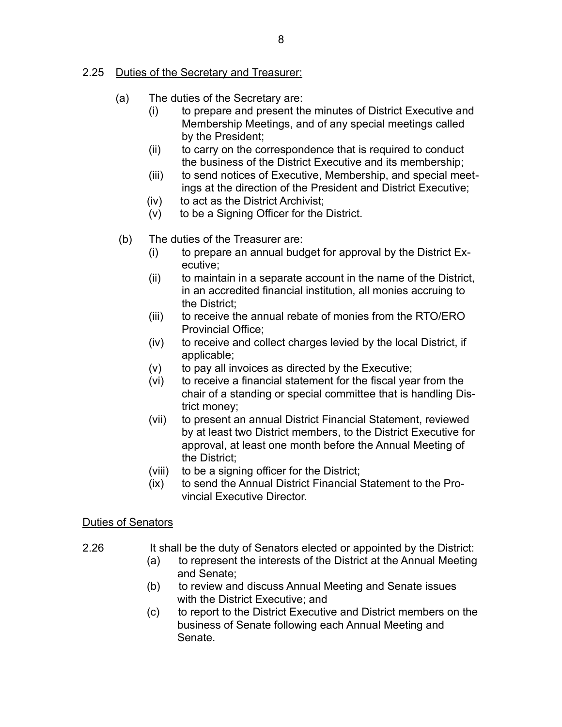2.25 Duties of the Secretary and Treasurer:

(a) The duties of the Secretary are:

- (i) to prepare and present the minutes of District Executive and Membership Meetings, and of any special meetings called by the President;
- (ii) to carry on the correspondence that is required to conduct the business of the District Executive and its membership;
- (iii) to send notices of Executive, Membership, and special meetings at the direction of the President and District Executive;
- (iv) to act as the District Archivist;
- (v) to be a Signing Officer for the District.

(b) The duties of the Treasurer are:

- (i) to prepare an annual budget for approval by the District Executive;
- (ii) to maintain in a separate account in the name of the District, in an accredited financial institution, all monies accruing to the District;
- (iii) to receive the annual rebate of monies from the RTO/ERO Provincial Office;
- (iv) to receive and collect charges levied by the local District, if applicable;
- (v) to pay all invoices as directed by the Executive;
- (vi) to receive a financial statement for the fiscal year from the chair of a standing or special committee that is handling District money;
- (vii) to present an annual District Financial Statement, reviewed by at least two District members, to the District Executive for approval, at least one month before the Annual Meeting of the District;
- (viii) to be a signing officer for the District;
- (ix) to send the Annual District Financial Statement to the Provincial Executive Director.

Duties of Senators

2.26 It shall be the duty of Senators elected or appointed by the District:

- (a) to represent the interests of the District at the Annual Meeting and Senate;
- (b) to review and discuss Annual Meeting and Senate issues with the District Executive; and
- (c) to report to the District Executive and District members on the business of Senate following each Annual Meeting and Senate.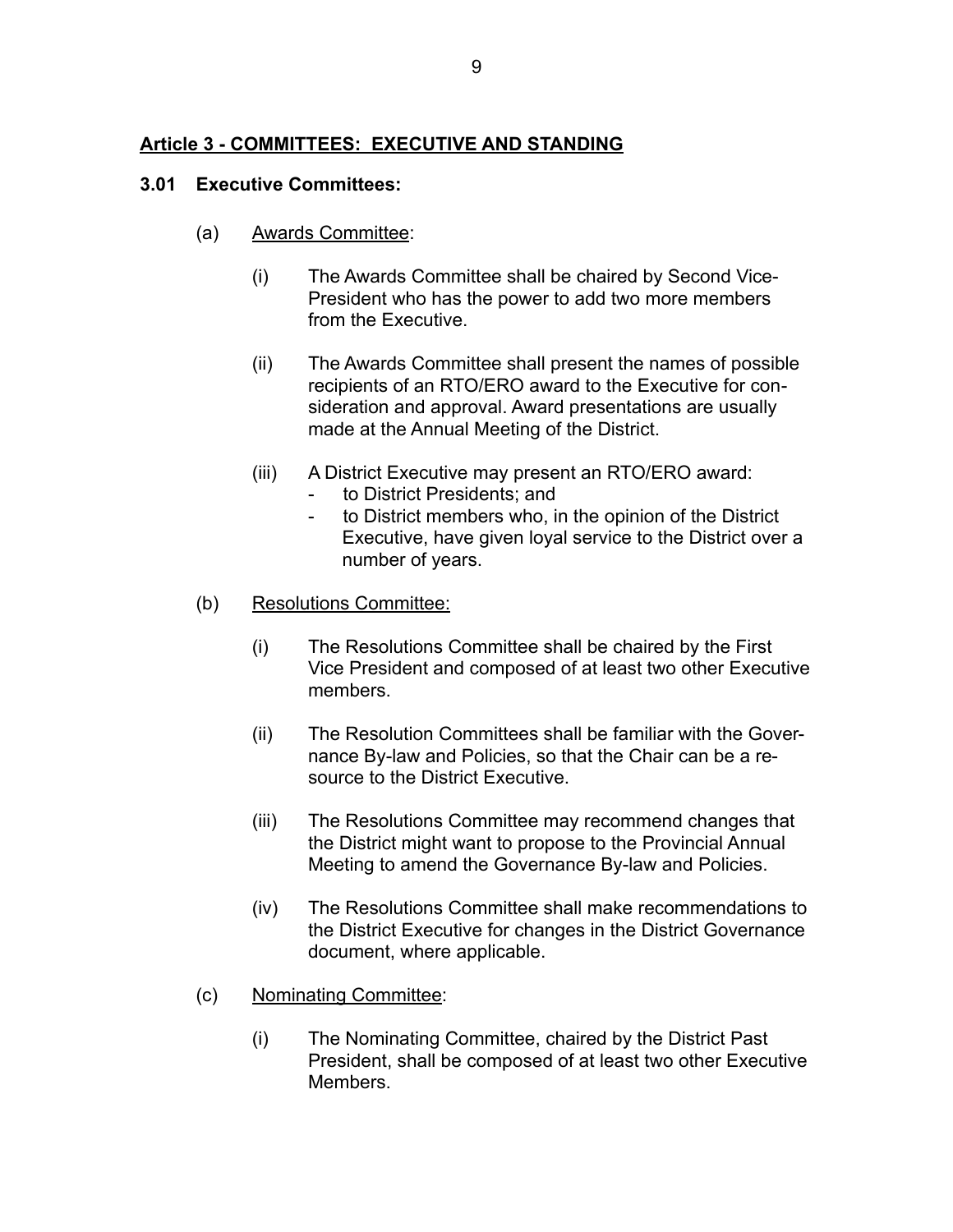## Article 3 - COMMITTEES: EXECUTIVE AND STANDING

### 3.01 Executive Committees:

(a) Awards Committee:

(i) The Awards Committee shall be chaired by Second Vice-President who has the power to add two more members from the Executive.

(ii) The Awards Committee shall present the names of possible recipients of an RTO/ERO award to the Executive for consideration and approval. Award presentations are usually made at the Annual Meeting of the District.

(iii) A District Executive may present an RTO/ERO award:
- to District Presidents; and
- to District members who, in the opinion of the District Executive, have given loyal service to the District over a number of years.

(b) Resolutions Committee:

(i) The Resolutions Committee shall be chaired by the First Vice President and composed of at least two other Executive members.

(ii) The Resolution Committees shall be familiar with the Governance By-law and Policies, so that the Chair can be a resource to the District Executive.

(iii) The Resolutions Committee may recommend changes that the District might want to propose to the Provincial Annual Meeting to amend the Governance By-law and Policies.

(iv) The Resolutions Committee shall make recommendations to the District Executive for changes in the District Governance document, where applicable.

(c) Nominating Committee:

(i) The Nominating Committee, chaired by the District Past President, shall be composed of at least two other Executive Members.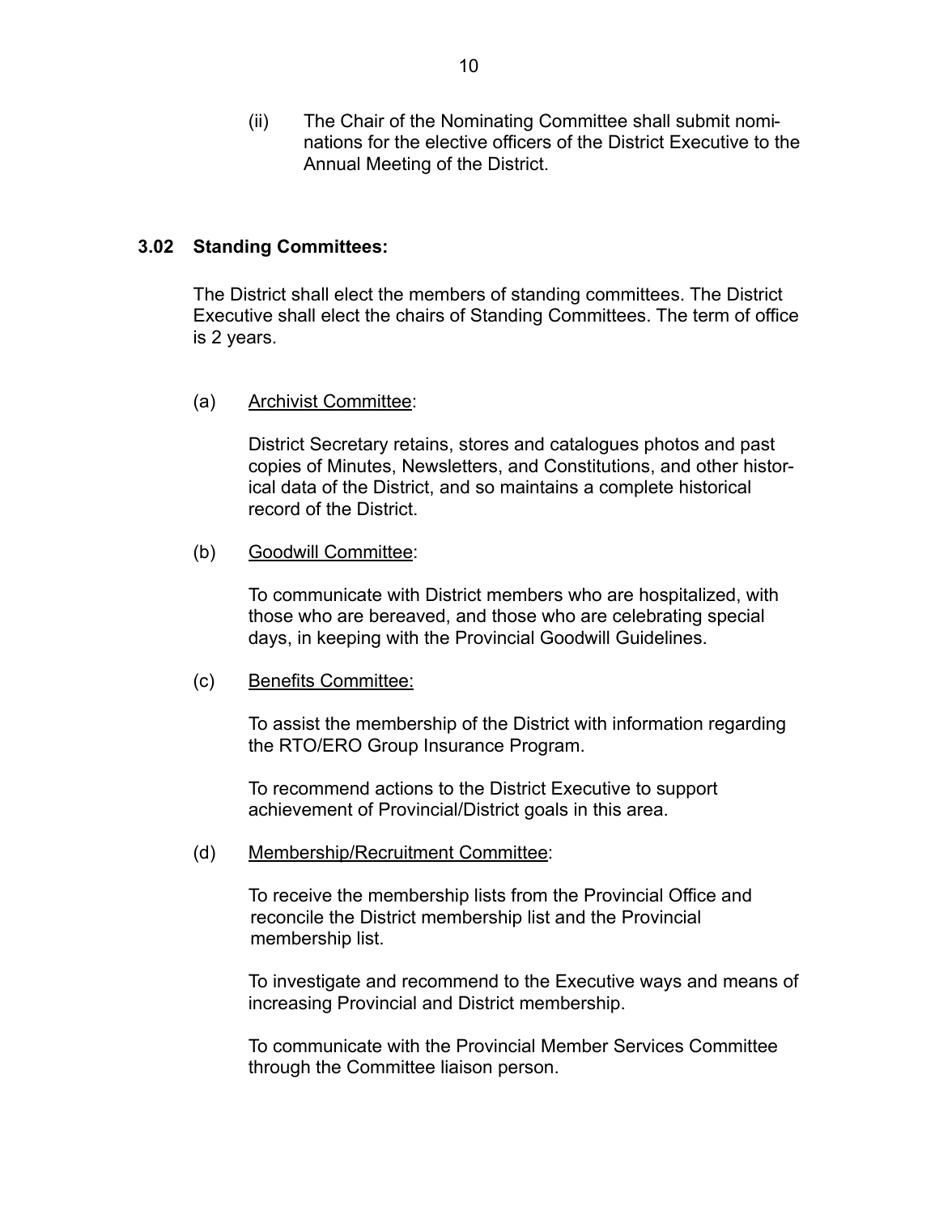(ii) The Chair of the Nominating Committee shall submit nominations for the elective officers of the District Executive to the Annual Meeting of the District.

**3.02 Standing Committees:**

The District shall elect the members of standing committees. The District Executive shall elect the chairs of Standing Committees. The term of office is 2 years.

(a) Archivist Committee:

District Secretary retains, stores and catalogues photos and past copies of Minutes, Newsletters, and Constitutions, and other historical data of the District, and so maintains a complete historical record of the District.

(b) Goodwill Committee:

To communicate with District members who are hospitalized, with those who are bereaved, and those who are celebrating special days, in keeping with the Provincial Goodwill Guidelines.

(c) Benefits Committee:

To assist the membership of the District with information regarding the RTO/ERO Group Insurance Program.

To recommend actions to the District Executive to support achievement of Provincial/District goals in this area.

(d) Membership/Recruitment Committee:

To receive the membership lists from the Provincial Office and reconcile the District membership list and the Provincial membership list.

To investigate and recommend to the Executive ways and means of increasing Provincial and District membership.

To communicate with the Provincial Member Services Committee through the Committee liaison person.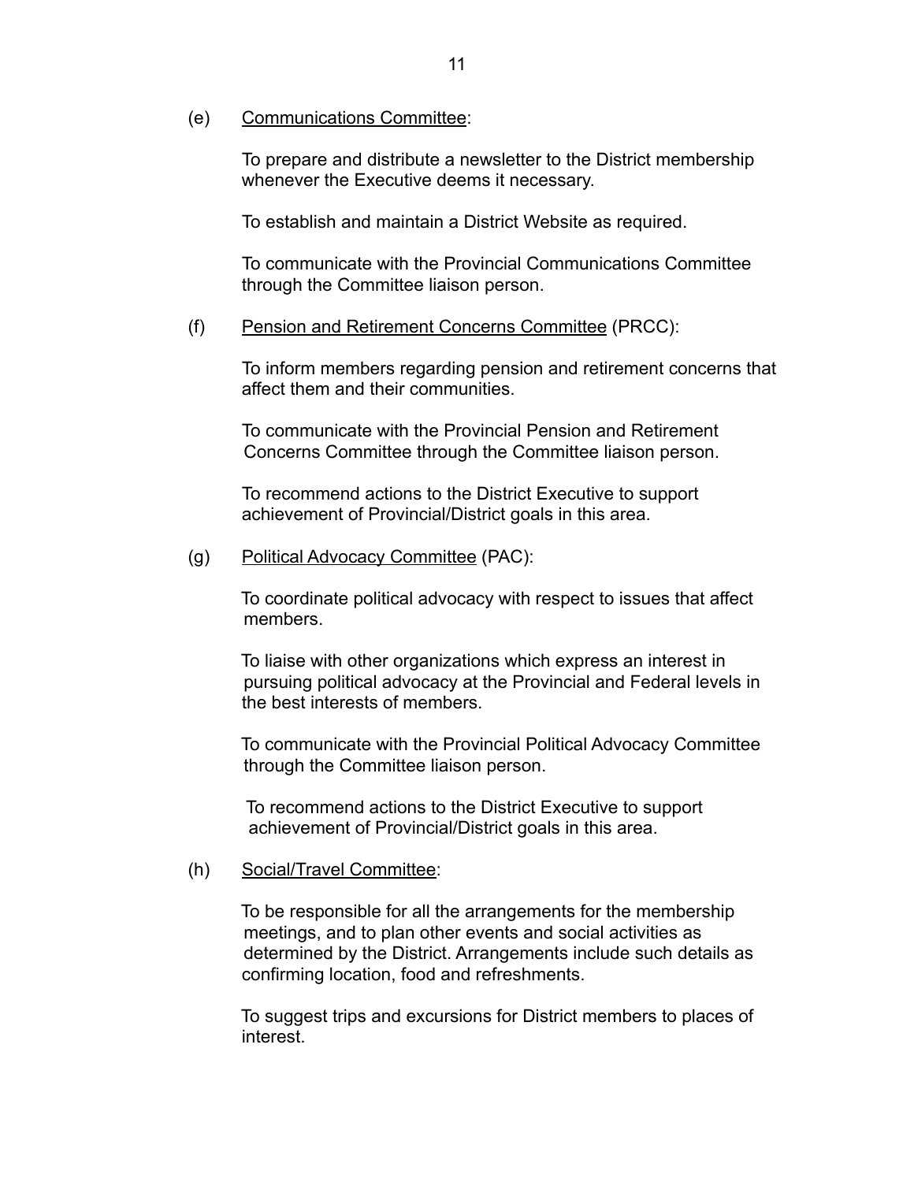(e) Communications Committee:

To prepare and distribute a newsletter to the District membership whenever the Executive deems it necessary.

To establish and maintain a District Website as required.

To communicate with the Provincial Communications Committee through the Committee liaison person.

(f) Pension and Retirement Concerns Committee (PRCC):

To inform members regarding pension and retirement concerns that affect them and their communities.

To communicate with the Provincial Pension and Retirement Concerns Committee through the Committee liaison person.

To recommend actions to the District Executive to support achievement of Provincial/District goals in this area.

(g) Political Advocacy Committee (PAC):

To coordinate political advocacy with respect to issues that affect members.

To liaise with other organizations which express an interest in pursuing political advocacy at the Provincial and Federal levels in the best interests of members.

To communicate with the Provincial Political Advocacy Committee through the Committee liaison person.

To recommend actions to the District Executive to support achievement of Provincial/District goals in this area.

(h) Social/Travel Committee:

To be responsible for all the arrangements for the membership meetings, and to plan other events and social activities as determined by the District. Arrangements include such details as confirming location, food and refreshments.

To suggest trips and excursions for District members to places of interest.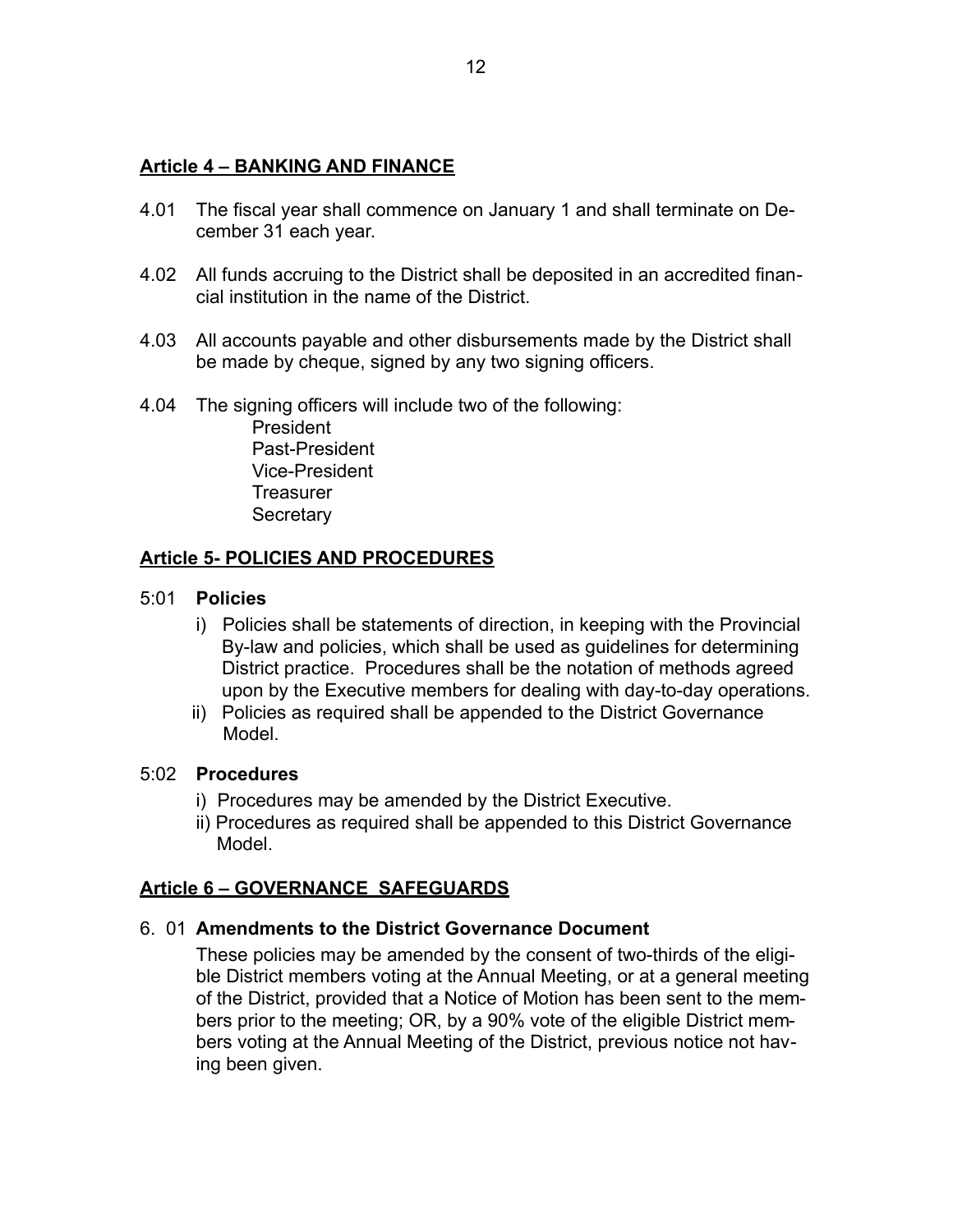## Article 4 – BANKING AND FINANCE

4.01 The fiscal year shall commence on January 1 and shall terminate on December 31 each year.

4.02 All funds accruing to the District shall be deposited in an accredited financial institution in the name of the District.

4.03 All accounts payable and other disbursements made by the District shall be made by cheque, signed by any two signing officers.

4.04 The signing officers will include two of the following:
President
Past-President
Vice-President
Treasurer
Secretary

## Article 5- POLICIES AND PROCEDURES

5:01 **Policies**

i) Policies shall be statements of direction, in keeping with the Provincial By-law and policies, which shall be used as guidelines for determining District practice. Procedures shall be the notation of methods agreed upon by the Executive members for dealing with day-to-day operations.

ii) Policies as required shall be appended to the District Governance Model.

5:02 **Procedures**

i) Procedures may be amended by the District Executive.

ii) Procedures as required shall be appended to this District Governance Model.

## Article 6 – GOVERNANCE SAFEGUARDS

6. 01 **Amendments to the District Governance Document**

These policies may be amended by the consent of two-thirds of the eligible District members voting at the Annual Meeting, or at a general meeting of the District, provided that a Notice of Motion has been sent to the members prior to the meeting; OR, by a 90% vote of the eligible District members voting at the Annual Meeting of the District, previous notice not having been given.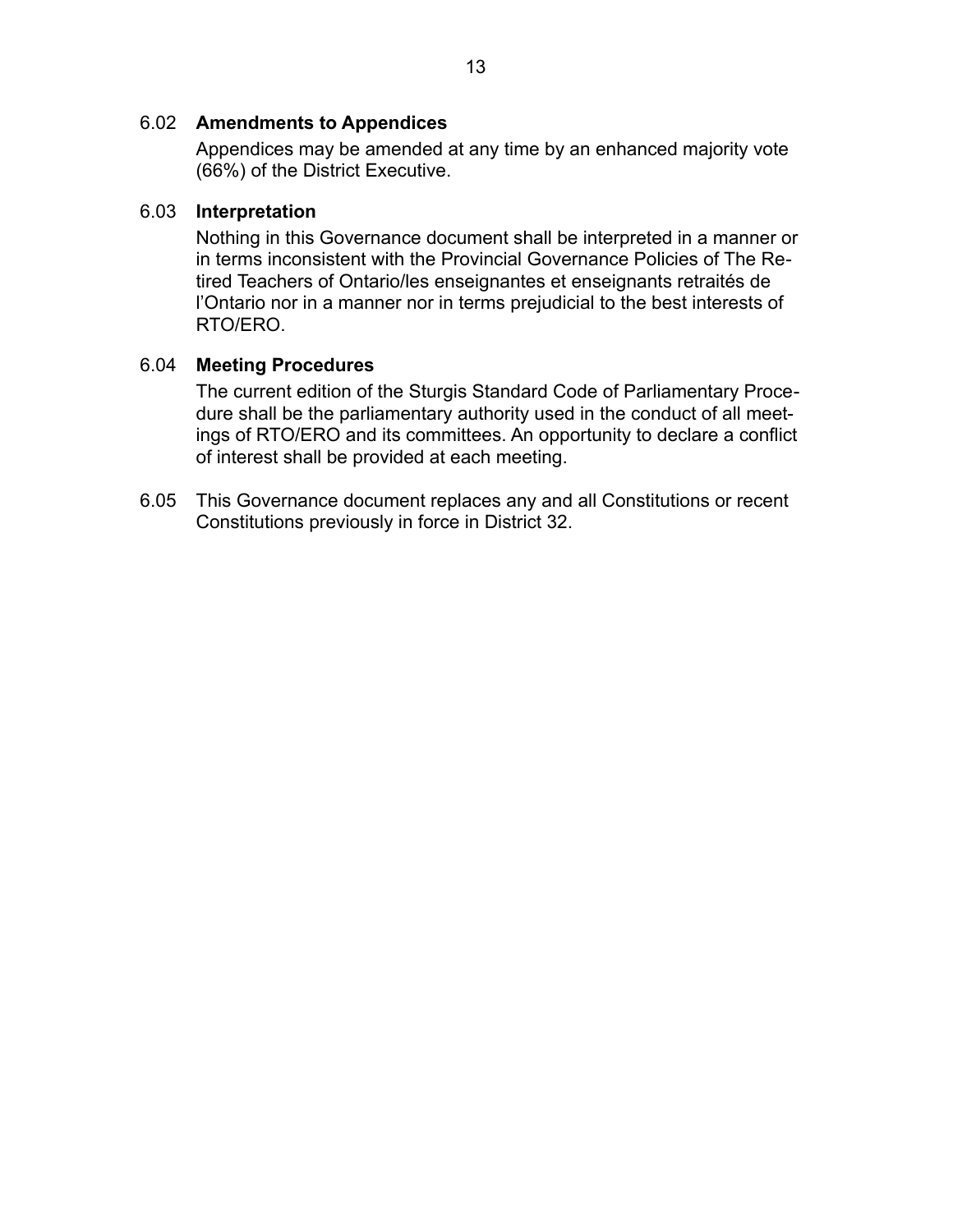6.02 **Amendments to Appendices**

Appendices may be amended at any time by an enhanced majority vote (66%) of the District Executive.

6.03 **Interpretation**

Nothing in this Governance document shall be interpreted in a manner or in terms inconsistent with the Provincial Governance Policies of The Retired Teachers of Ontario/les enseignantes et enseignants retraités de l'Ontario nor in a manner nor in terms prejudicial to the best interests of RTO/ERO.

6.04 **Meeting Procedures**

The current edition of the Sturgis Standard Code of Parliamentary Procedure shall be the parliamentary authority used in the conduct of all meetings of RTO/ERO and its committees. An opportunity to declare a conflict of interest shall be provided at each meeting.

6.05 This Governance document replaces any and all Constitutions or recent Constitutions previously in force in District 32.